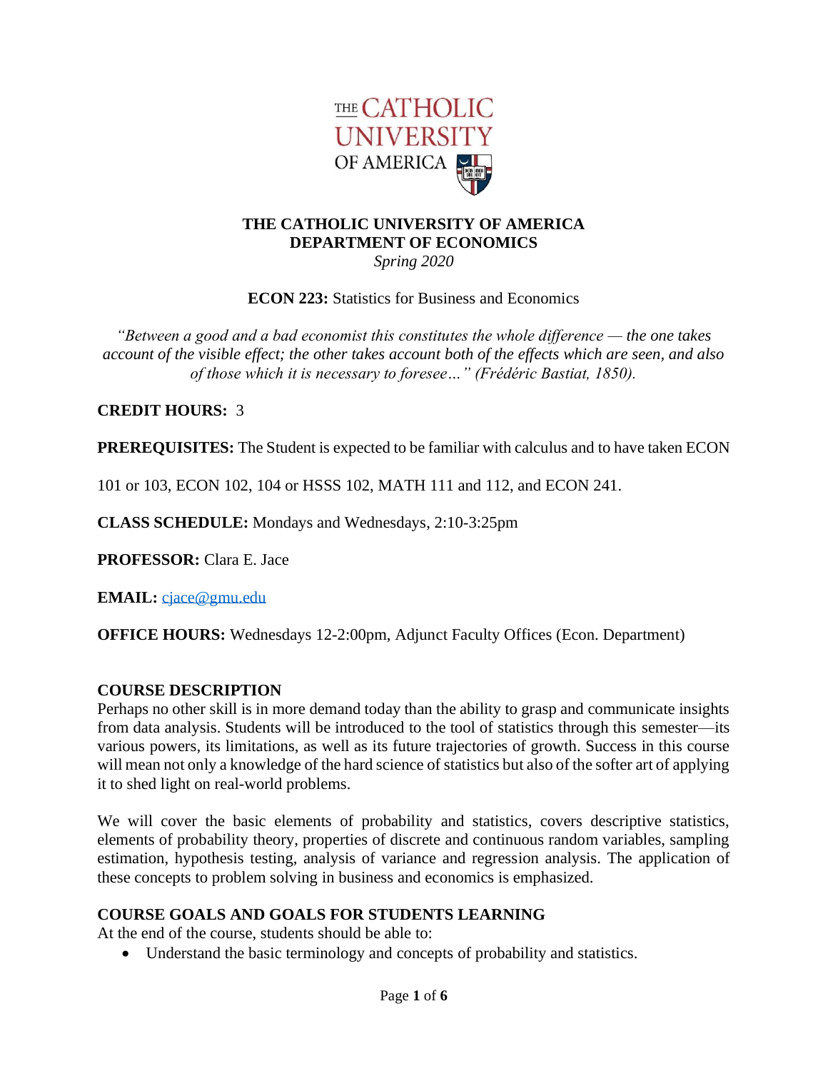**THE CATHOLIC UNIVERSITY OF AMERICA**
**DEPARTMENT OF ECONOMICS**
*Spring 2020*

**ECON 223:** Statistics for Business and Economics

*"Between a good and a bad economist this constitutes the whole difference — the one takes account of the visible effect; the other takes account both of the effects which are seen, and also of those which it is necessary to foresee…" (Frédéric Bastiat, 1850).*

**CREDIT HOURS:** 3

**PREREQUISITES:** The Student is expected to be familiar with calculus and to have taken ECON 101 or 103, ECON 102, 104 or HSSS 102, MATH 111 and 112, and ECON 241.

**CLASS SCHEDULE:** Mondays and Wednesdays, 2:10-3:25pm

**PROFESSOR:** Clara E. Jace

**EMAIL:** cjace@gmu.edu

**OFFICE HOURS:** Wednesdays 12-2:00pm, Adjunct Faculty Offices (Econ. Department)

## COURSE DESCRIPTION

Perhaps no other skill is in more demand today than the ability to grasp and communicate insights from data analysis. Students will be introduced to the tool of statistics through this semester—its various powers, its limitations, as well as its future trajectories of growth. Success in this course will mean not only a knowledge of the hard science of statistics but also of the softer art of applying it to shed light on real-world problems.

We will cover the basic elements of probability and statistics, covers descriptive statistics, elements of probability theory, properties of discrete and continuous random variables, sampling estimation, hypothesis testing, analysis of variance and regression analysis. The application of these concepts to problem solving in business and economics is emphasized.

## COURSE GOALS AND GOALS FOR STUDENTS LEARNING

At the end of the course, students should be able to:

- Understand the basic terminology and concepts of probability and statistics.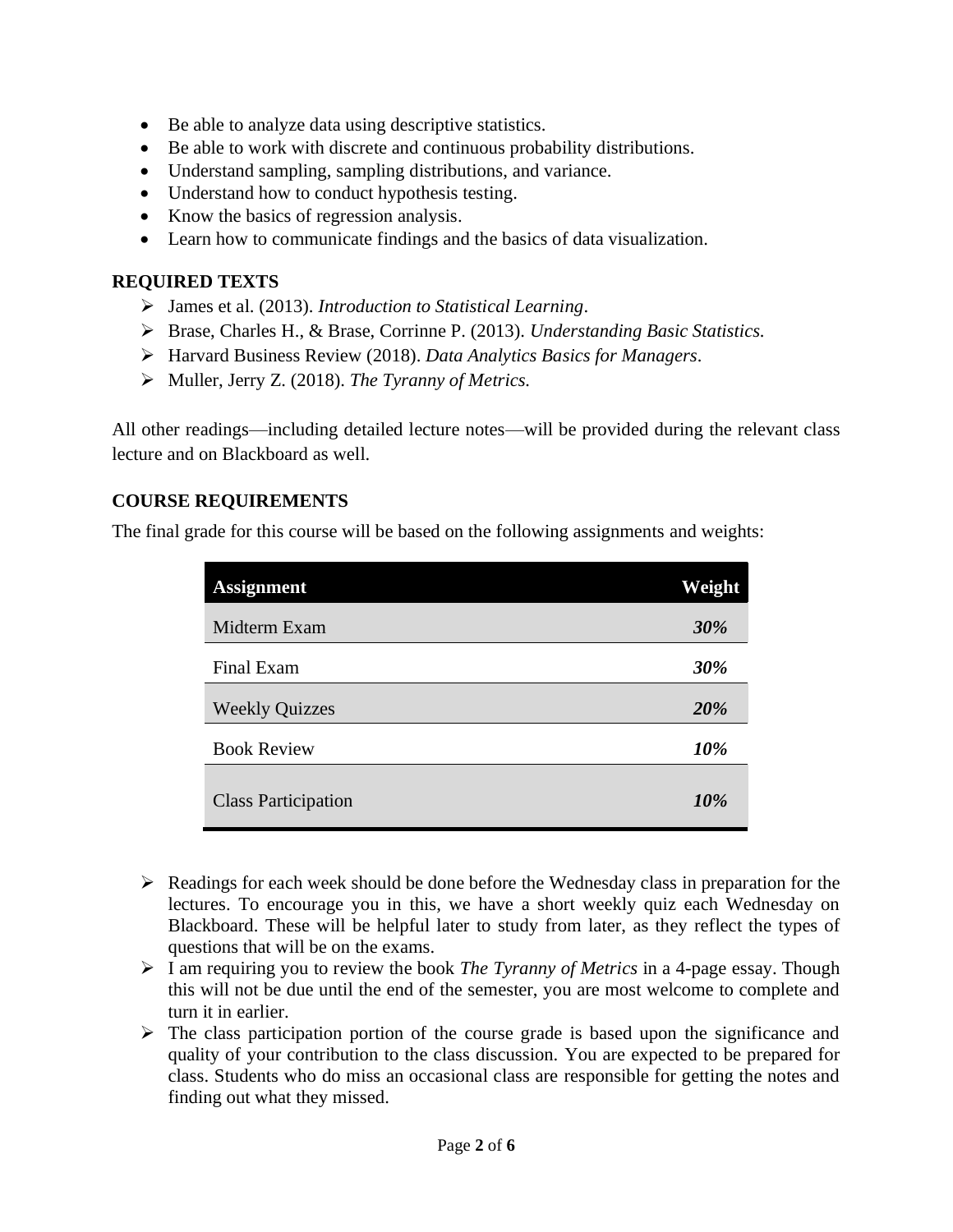- Be able to analyze data using descriptive statistics.
- Be able to work with discrete and continuous probability distributions.
- Understand sampling, sampling distributions, and variance.
- Understand how to conduct hypothesis testing.
- Know the basics of regression analysis.
- Learn how to communicate findings and the basics of data visualization.

**REQUIRED TEXTS**

- James et al. (2013). *Introduction to Statistical Learning*.
- Brase, Charles H., & Brase, Corrinne P. (2013). *Understanding Basic Statistics.*
- Harvard Business Review (2018). *Data Analytics Basics for Managers*.
- Muller, Jerry Z. (2018). *The Tyranny of Metrics.*

All other readings—including detailed lecture notes—will be provided during the relevant class lecture and on Blackboard as well.

**COURSE REQUIREMENTS**

The final grade for this course will be based on the following assignments and weights:

| Assignment | Weight |
| --- | --- |
| Midterm Exam | ***30%*** |
| Final Exam | ***30%*** |
| Weekly Quizzes | ***20%*** |
| Book Review | ***10%*** |
| Class Participation | ***10%*** |

- Readings for each week should be done before the Wednesday class in preparation for the lectures. To encourage you in this, we have a short weekly quiz each Wednesday on Blackboard. These will be helpful later to study from later, as they reflect the types of questions that will be on the exams.
- I am requiring you to review the book *The Tyranny of Metrics* in a 4-page essay. Though this will not be due until the end of the semester, you are most welcome to complete and turn it in earlier.
- The class participation portion of the course grade is based upon the significance and quality of your contribution to the class discussion. You are expected to be prepared for class. Students who do miss an occasional class are responsible for getting the notes and finding out what they missed.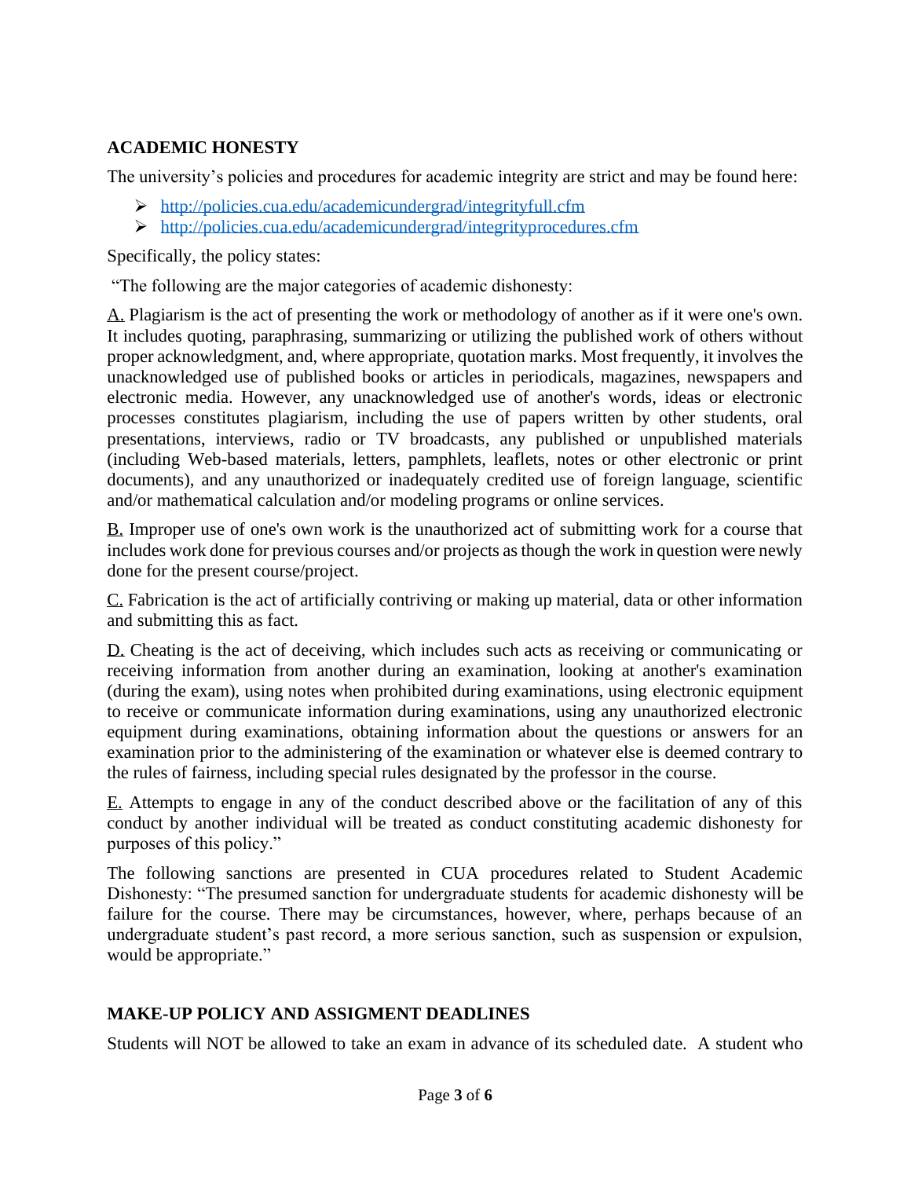## ACADEMIC HONESTY

The university's policies and procedures for academic integrity are strict and may be found here:

- http://policies.cua.edu/academicundergrad/integrityfull.cfm
- http://policies.cua.edu/academicundergrad/integrityprocedures.cfm

Specifically, the policy states:

"The following are the major categories of academic dishonesty:

A. Plagiarism is the act of presenting the work or methodology of another as if it were one's own. It includes quoting, paraphrasing, summarizing or utilizing the published work of others without proper acknowledgment, and, where appropriate, quotation marks. Most frequently, it involves the unacknowledged use of published books or articles in periodicals, magazines, newspapers and electronic media. However, any unacknowledged use of another's words, ideas or electronic processes constitutes plagiarism, including the use of papers written by other students, oral presentations, interviews, radio or TV broadcasts, any published or unpublished materials (including Web-based materials, letters, pamphlets, leaflets, notes or other electronic or print documents), and any unauthorized or inadequately credited use of foreign language, scientific and/or mathematical calculation and/or modeling programs or online services.

B. Improper use of one's own work is the unauthorized act of submitting work for a course that includes work done for previous courses and/or projects as though the work in question were newly done for the present course/project.

C. Fabrication is the act of artificially contriving or making up material, data or other information and submitting this as fact.

D. Cheating is the act of deceiving, which includes such acts as receiving or communicating or receiving information from another during an examination, looking at another's examination (during the exam), using notes when prohibited during examinations, using electronic equipment to receive or communicate information during examinations, using any unauthorized electronic equipment during examinations, obtaining information about the questions or answers for an examination prior to the administering of the examination or whatever else is deemed contrary to the rules of fairness, including special rules designated by the professor in the course.

E. Attempts to engage in any of the conduct described above or the facilitation of any of this conduct by another individual will be treated as conduct constituting academic dishonesty for purposes of this policy."

The following sanctions are presented in CUA procedures related to Student Academic Dishonesty: "The presumed sanction for undergraduate students for academic dishonesty will be failure for the course. There may be circumstances, however, where, perhaps because of an undergraduate student's past record, a more serious sanction, such as suspension or expulsion, would be appropriate."

## MAKE-UP POLICY AND ASSIGMENT DEADLINES

Students will NOT be allowed to take an exam in advance of its scheduled date. A student who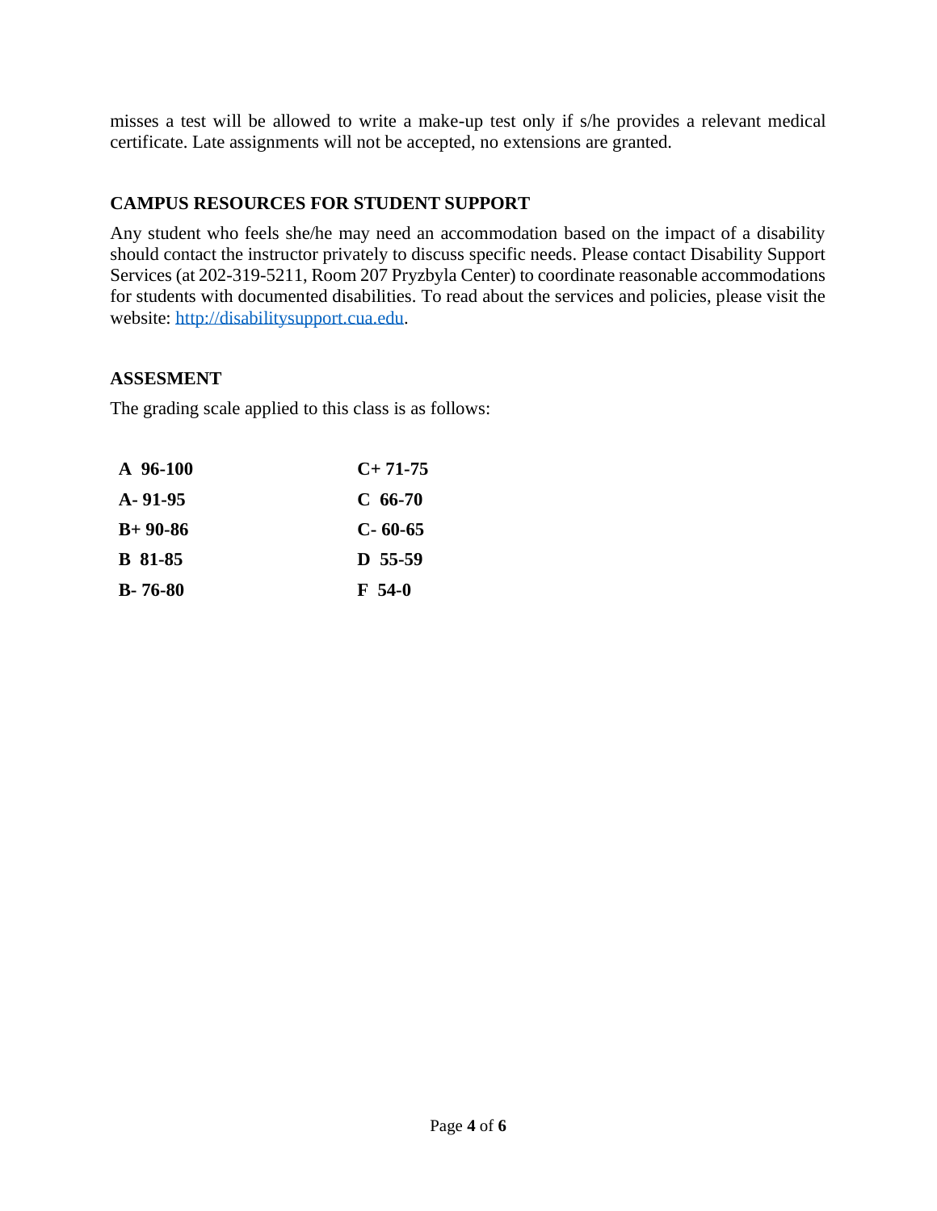misses a test will be allowed to write a make-up test only if s/he provides a relevant medical certificate. Late assignments will not be accepted, no extensions are granted.

## CAMPUS RESOURCES FOR STUDENT SUPPORT

Any student who feels she/he may need an accommodation based on the impact of a disability should contact the instructor privately to discuss specific needs. Please contact Disability Support Services (at 202-319-5211, Room 207 Pryzbyla Center) to coordinate reasonable accommodations for students with documented disabilities. To read about the services and policies, please visit the website: [http://disabilitysupport.cua.edu](http://disabilitysupport.cua.edu).

## ASSESMENT

The grading scale applied to this class is as follows:

| | |
|---|---|
| **A 96-100** | **C+ 71-75** |
| **A- 91-95** | **C 66-70** |
| **B+ 90-86** | **C- 60-65** |
| **B 81-85** | **D 55-59** |
| **B- 76-80** | **F 54-0** |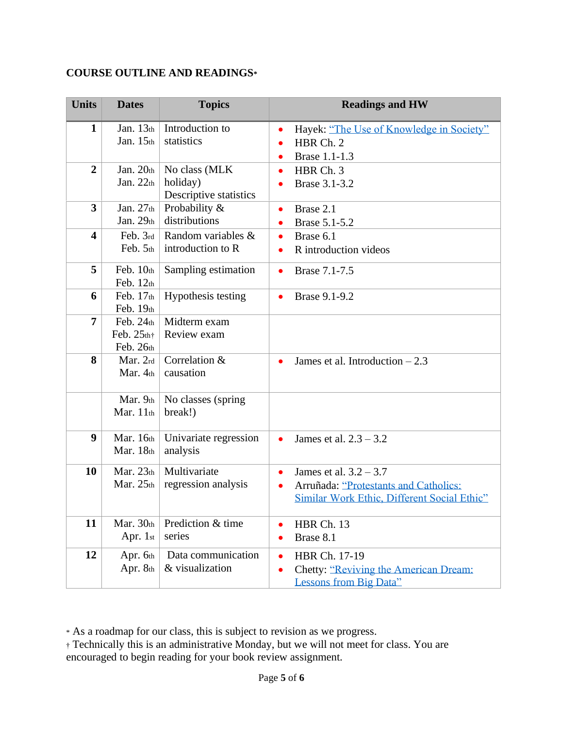**COURSE OUTLINE AND READINGS***

| Units | Dates | Topics | Readings and HW |
|---|---|---|---|
| 1 | Jan. 13th<br>Jan. 15th | Introduction to statistics | • Hayek: "The Use of Knowledge in Society"<br>• HBR Ch. 2<br>• Brase 1.1-1.3 |
| 2 | Jan. 20th<br>Jan. 22th | No class (MLK holiday)<br>Descriptive statistics | • HBR Ch. 3<br>• Brase 3.1-3.2 |
| 3 | Jan. 27th<br>Jan. 29th | Probability & distributions | • Brase 2.1<br>• Brase 5.1-5.2 |
| 4 | Feb. 3rd<br>Feb. 5th | Random variables & introduction to R | • Brase 6.1<br>• R introduction videos |
| 5 | Feb. 10th<br>Feb. 12th | Sampling estimation | • Brase 7.1-7.5 |
| 6 | Feb. 17th<br>Feb. 19th | Hypothesis testing | • Brase 9.1-9.2 |
| 7 | Feb. 24th<br>Feb. 25th†<br>Feb. 26th | Midterm exam<br>Review exam | |
| 8 | Mar. 2rd<br>Mar. 4th | Correlation & causation | • James et al. Introduction – 2.3 |
| | Mar. 9th<br>Mar. 11th | No classes (spring break!) | |
| 9 | Mar. 16th<br>Mar. 18th | Univariate regression analysis | • James et al. 2.3 – 3.2 |
| 10 | Mar. 23th<br>Mar. 25th | Multivariate regression analysis | • James et al. 3.2 – 3.7<br>• Arruñada: "Protestants and Catholics: Similar Work Ethic, Different Social Ethic" |
| 11 | Mar. 30th<br>Apr. 1st | Prediction & time series | • HBR Ch. 13<br>• Brase 8.1 |
| 12 | Apr. 6th<br>Apr. 8th | Data communication & visualization | • HBR Ch. 17-19<br>• Chetty: "Reviving the American Dream: Lessons from Big Data" |

* As a roadmap for our class, this is subject to revision as we progress.
† Technically this is an administrative Monday, but we will not meet for class. You are encouraged to begin reading for your book review assignment.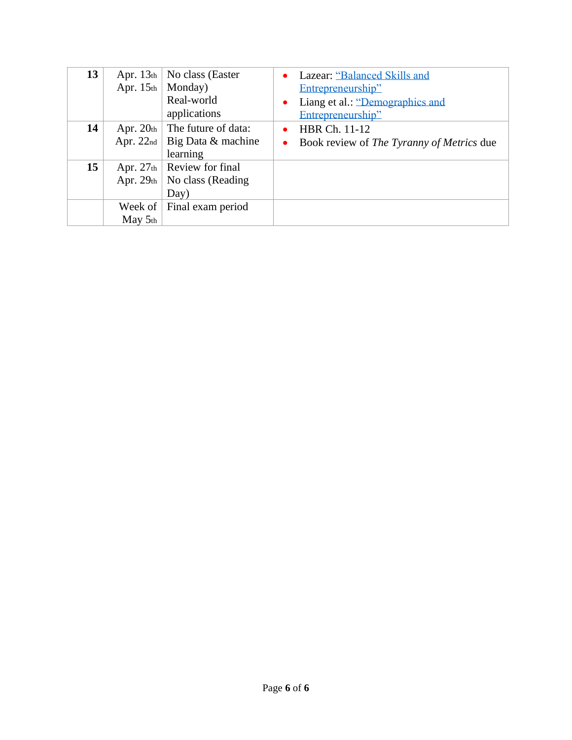| | | | |
|---|---|---|---|
| **13** | Apr. 13th<br>Apr. 15th | No class (Easter Monday)<br>Real-world applications | • Lazear: "Balanced Skills and Entrepreneurship"<br>• Liang et al.: "Demographics and Entrepreneurship" |
| **14** | Apr. 20th<br>Apr. 22nd | The future of data: Big Data & machine learning | • HBR Ch. 11-12<br>• Book review of *The Tyranny of Metrics* due |
| **15** | Apr. 27th<br>Apr. 29th | Review for final<br>No class (Reading Day) | |
| | Week of May 5th | Final exam period | |